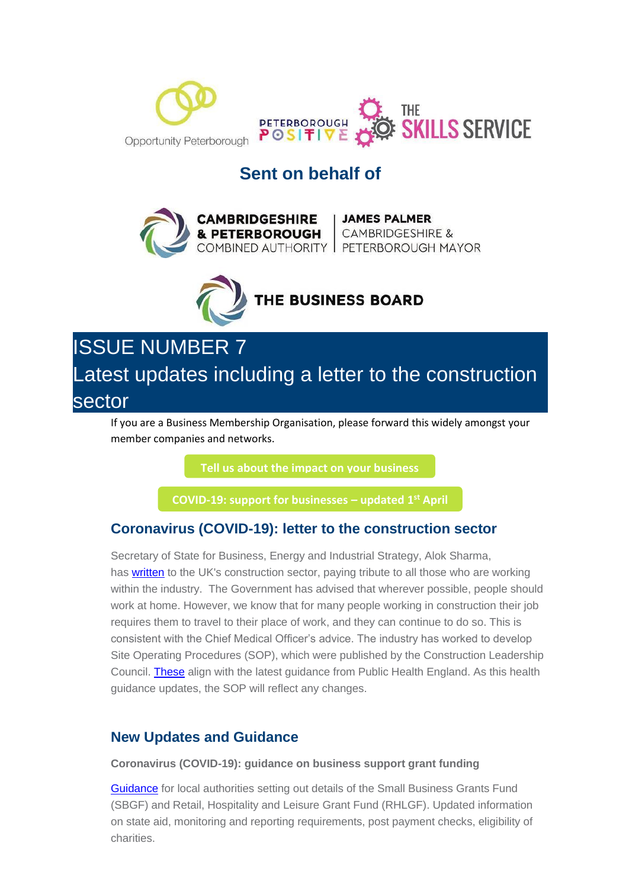Opportunity Peterborough

PETERBOROUGH POSITIVE

THE SKILLS SERVICE

## Sent on behalf of

CAMBRIDGESHIRE & PETERBOROUGH COMBINED AUTHORITY | JAMES PALMER CAMBRIDGESHIRE & PETERBOROUGH MAYOR

THE BUSINESS BOARD

# ISSUE NUMBER 7

# Latest updates including a letter to the construction sector

If you are a Business Membership Organisation, please forward this widely amongst your member companies and networks.

**Tell us about the impact on your business**

**COVID-19: support for businesses – updated 1st April**

## Coronavirus (COVID-19): letter to the construction sector

Secretary of State for Business, Energy and Industrial Strategy, Alok Sharma, has written to the UK's construction sector, paying tribute to all those who are working within the industry. The Government has advised that wherever possible, people should work at home. However, we know that for many people working in construction their job requires them to travel to their place of work, and they can continue to do so. This is consistent with the Chief Medical Officer's advice. The industry has worked to develop Site Operating Procedures (SOP), which were published by the Construction Leadership Council. These align with the latest guidance from Public Health England. As this health guidance updates, the SOP will reflect any changes.

## New Updates and Guidance

**Coronavirus (COVID-19): guidance on business support grant funding**

Guidance for local authorities setting out details of the Small Business Grants Fund (SBGF) and Retail, Hospitality and Leisure Grant Fund (RHLGF). Updated information on state aid, monitoring and reporting requirements, post payment checks, eligibility of charities.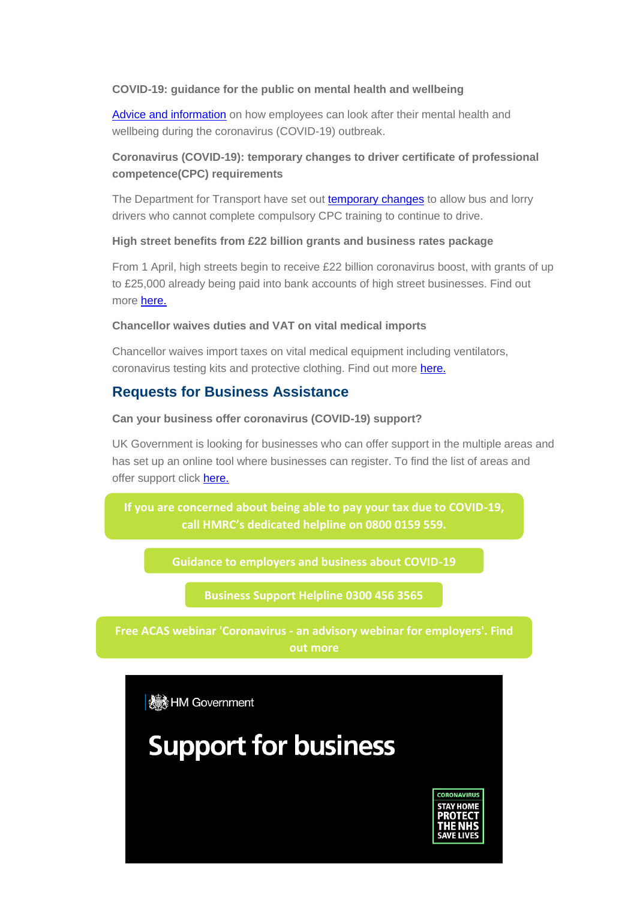**COVID-19: guidance for the public on mental health and wellbeing**

Advice and information on how employees can look after their mental health and wellbeing during the coronavirus (COVID-19) outbreak.

**Coronavirus (COVID-19): temporary changes to driver certificate of professional competence(CPC) requirements**

The Department for Transport have set out temporary changes to allow bus and lorry drivers who cannot complete compulsory CPC training to continue to drive.

**High street benefits from £22 billion grants and business rates package**

From 1 April, high streets begin to receive £22 billion coronavirus boost, with grants of up to £25,000 already being paid into bank accounts of high street businesses. Find out more here.

**Chancellor waives duties and VAT on vital medical imports**

Chancellor waives import taxes on vital medical equipment including ventilators, coronavirus testing kits and protective clothing. Find out more here.

## Requests for Business Assistance

**Can your business offer coronavirus (COVID-19) support?**

UK Government is looking for businesses who can offer support in the multiple areas and has set up an online tool where businesses can register. To find the list of areas and offer support click here.

**If you are concerned about being able to pay your tax due to COVID-19, call HMRC's dedicated helpline on 0800 0159 559.**

**Guidance to employers and business about COVID-19**

**Business Support Helpline 0300 456 3565**

**Free ACAS webinar 'Coronavirus - an advisory webinar for employers'. Find out more**

HM Government

**Support for business**

CORONAVIRUS
STAY HOME
PROTECT THE NHS
SAVE LIVES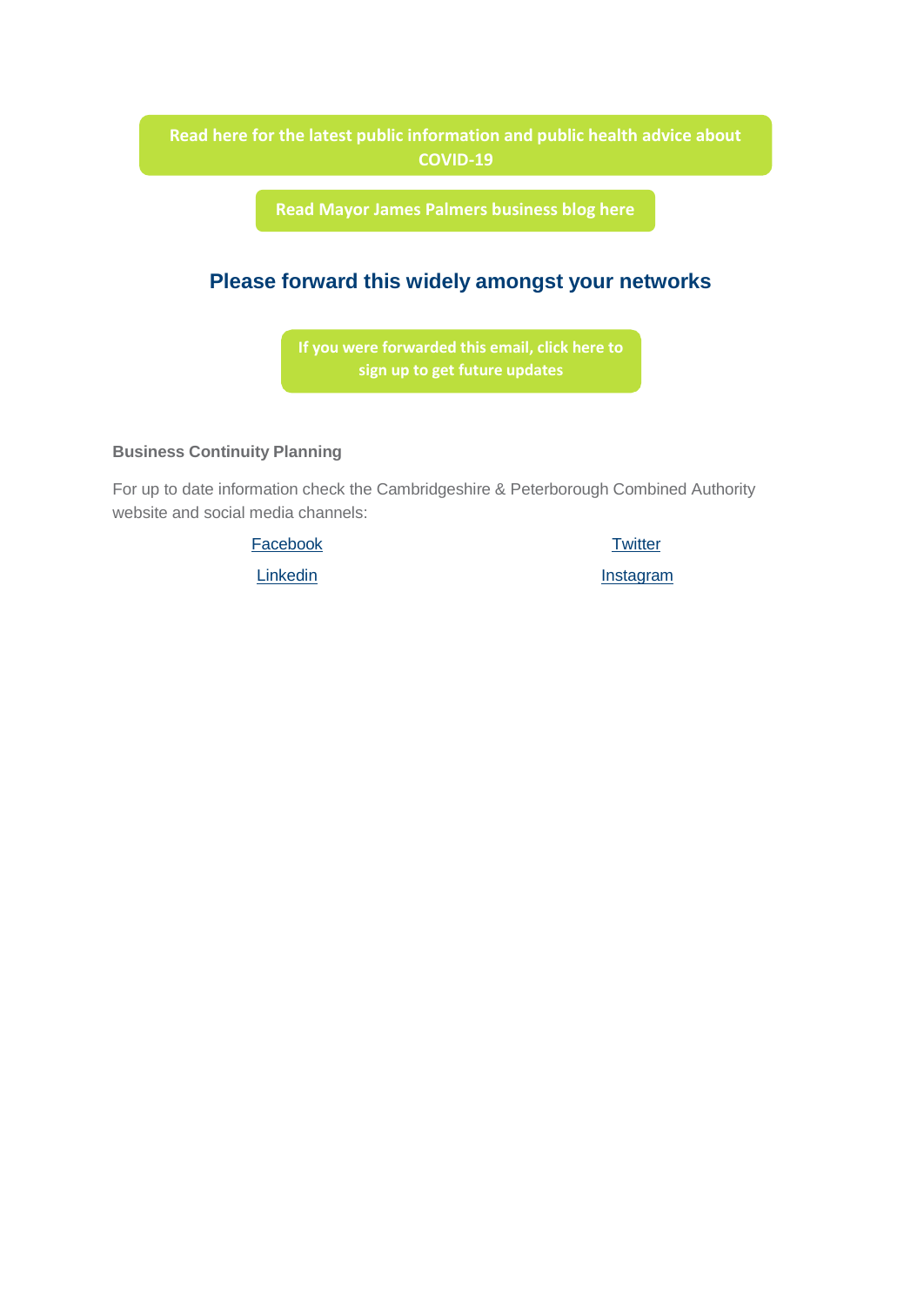**Read here for the latest public information and public health advice about COVID-19**

**Read Mayor James Palmers business blog here**

## Please forward this widely amongst your networks

**If you were forwarded this email, click here to sign up to get future updates**

**Business Continuity Planning**

For up to date information check the Cambridgeshire & Peterborough Combined Authority website and social media channels:

Facebook

Twitter

Linkedin

Instagram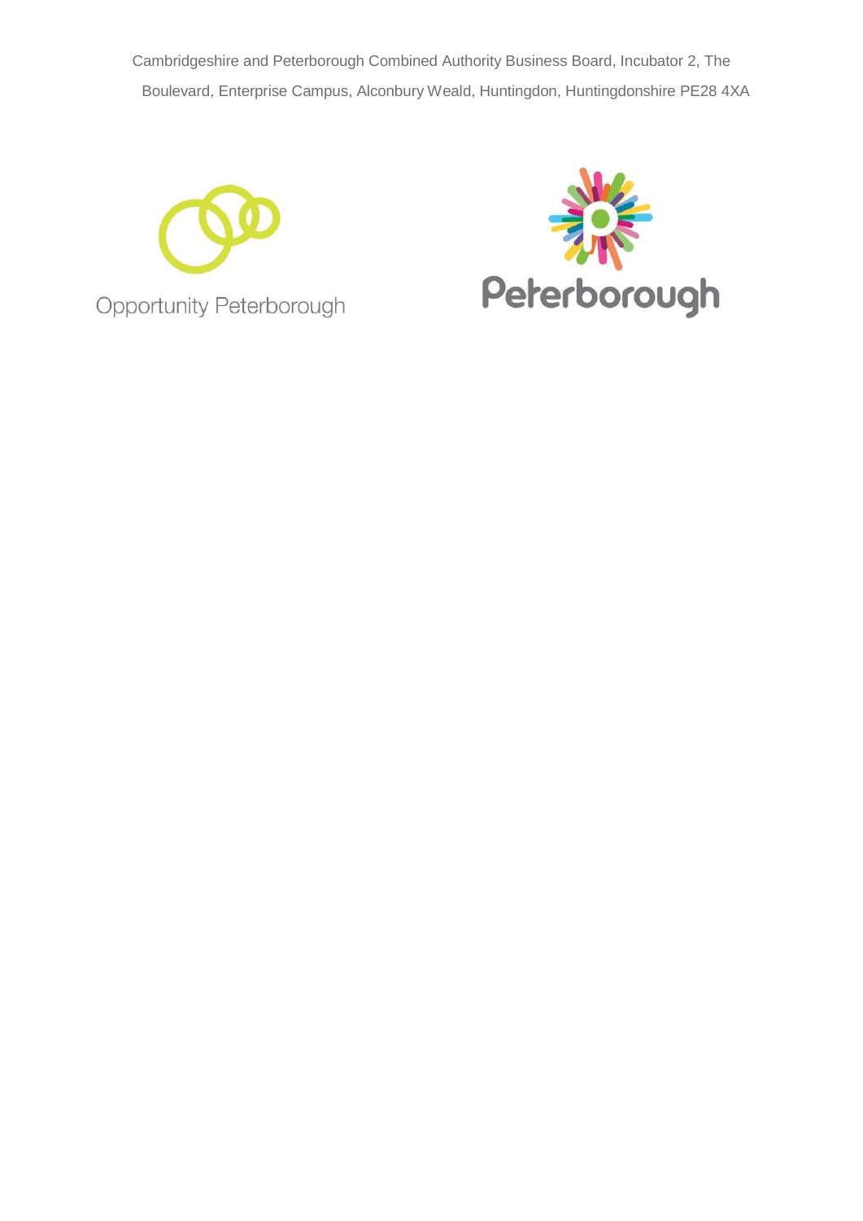Cambridgeshire and Peterborough Combined Authority Business Board, Incubator 2, The Boulevard, Enterprise Campus, Alconbury Weald, Huntingdon, Huntingdonshire PE28 4XA

Opportunity Peterborough

Peterborough